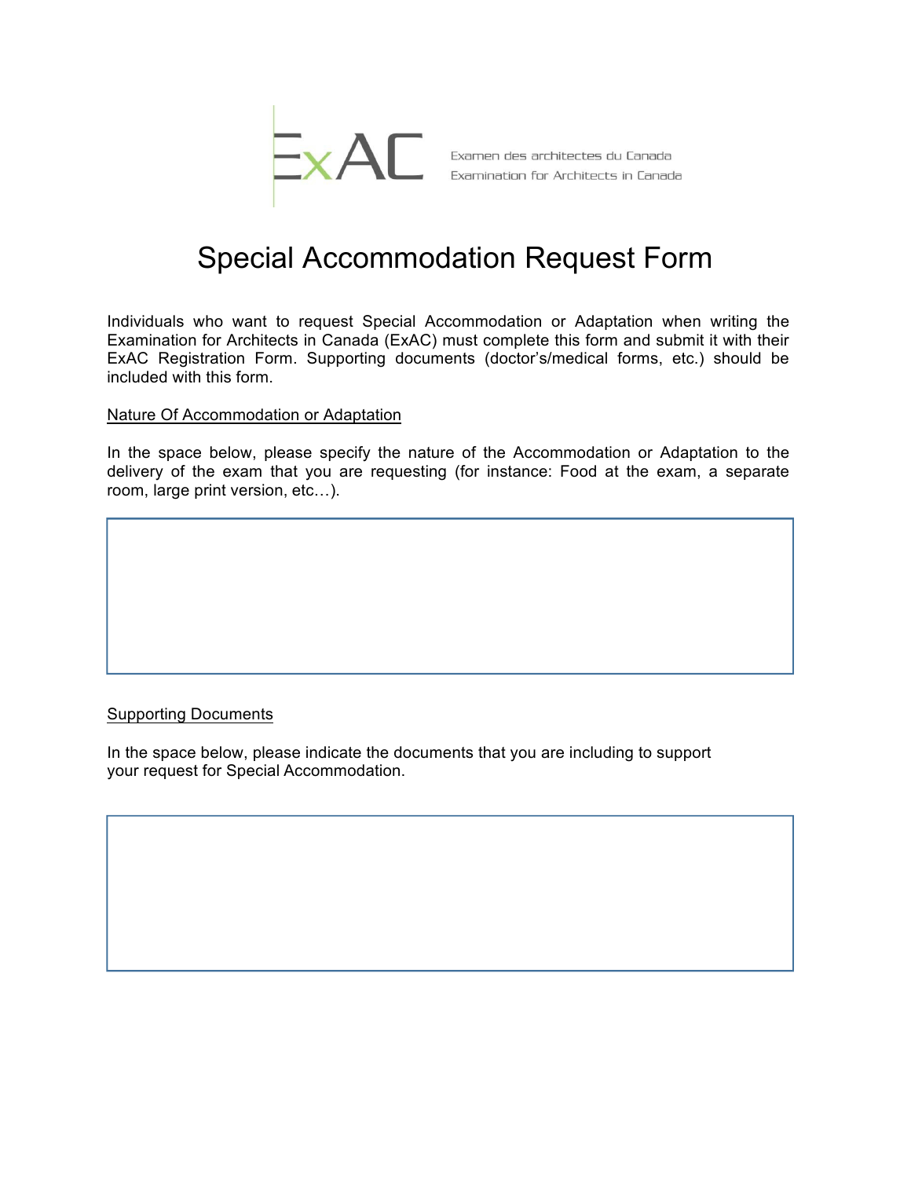ExAC

Examen des architectes du Canada
Examination for Architects in Canada

# Special Accommodation Request Form

Individuals who want to request Special Accommodation or Adaptation when writing the Examination for Architects in Canada (ExAC) must complete this form and submit it with their ExAC Registration Form. Supporting documents (doctor's/medical forms, etc.) should be included with this form.

## Nature Of Accommodation or Adaptation

In the space below, please specify the nature of the Accommodation or Adaptation to the delivery of the exam that you are requesting (for instance: Food at the exam, a separate room, large print version, etc…).

## Supporting Documents

In the space below, please indicate the documents that you are including to support your request for Special Accommodation.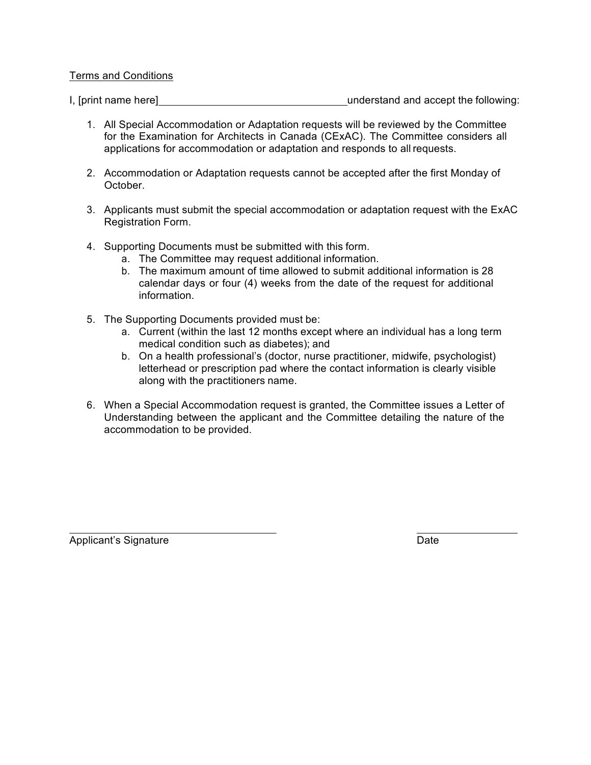Terms and Conditions

I, [print name here]\_\_\_\_\_\_\_\_\_\_\_\_\_\_\_\_\_\_\_\_\_\_\_\_\_\_\_\_\_\_\_\_understand and accept the following:

1. All Special Accommodation or Adaptation requests will be reviewed by the Committee for the Examination for Architects in Canada (CExAC). The Committee considers all applications for accommodation or adaptation and responds to all requests.

2. Accommodation or Adaptation requests cannot be accepted after the first Monday of October.

3. Applicants must submit the special accommodation or adaptation request with the ExAC Registration Form.

4. Supporting Documents must be submitted with this form.
   a. The Committee may request additional information.
   b. The maximum amount of time allowed to submit additional information is 28 calendar days or four (4) weeks from the date of the request for additional information.

5. The Supporting Documents provided must be:
   a. Current (within the last 12 months except where an individual has a long term medical condition such as diabetes); and
   b. On a health professional's (doctor, nurse practitioner, midwife, psychologist) letterhead or prescription pad where the contact information is clearly visible along with the practitioners name.

6. When a Special Accommodation request is granted, the Committee issues a Letter of Understanding between the applicant and the Committee detailing the nature of the accommodation to be provided.

\_\_\_\_\_\_\_\_\_\_\_\_\_\_\_\_\_\_\_\_\_\_\_\_\_\_\_\_\_\_\_\_\_\_\_\_\_\_\_\_  
Applicant's Signature

\_\_\_\_\_\_\_\_\_\_\_\_\_\_\_\_\_\_\_\_  
Date